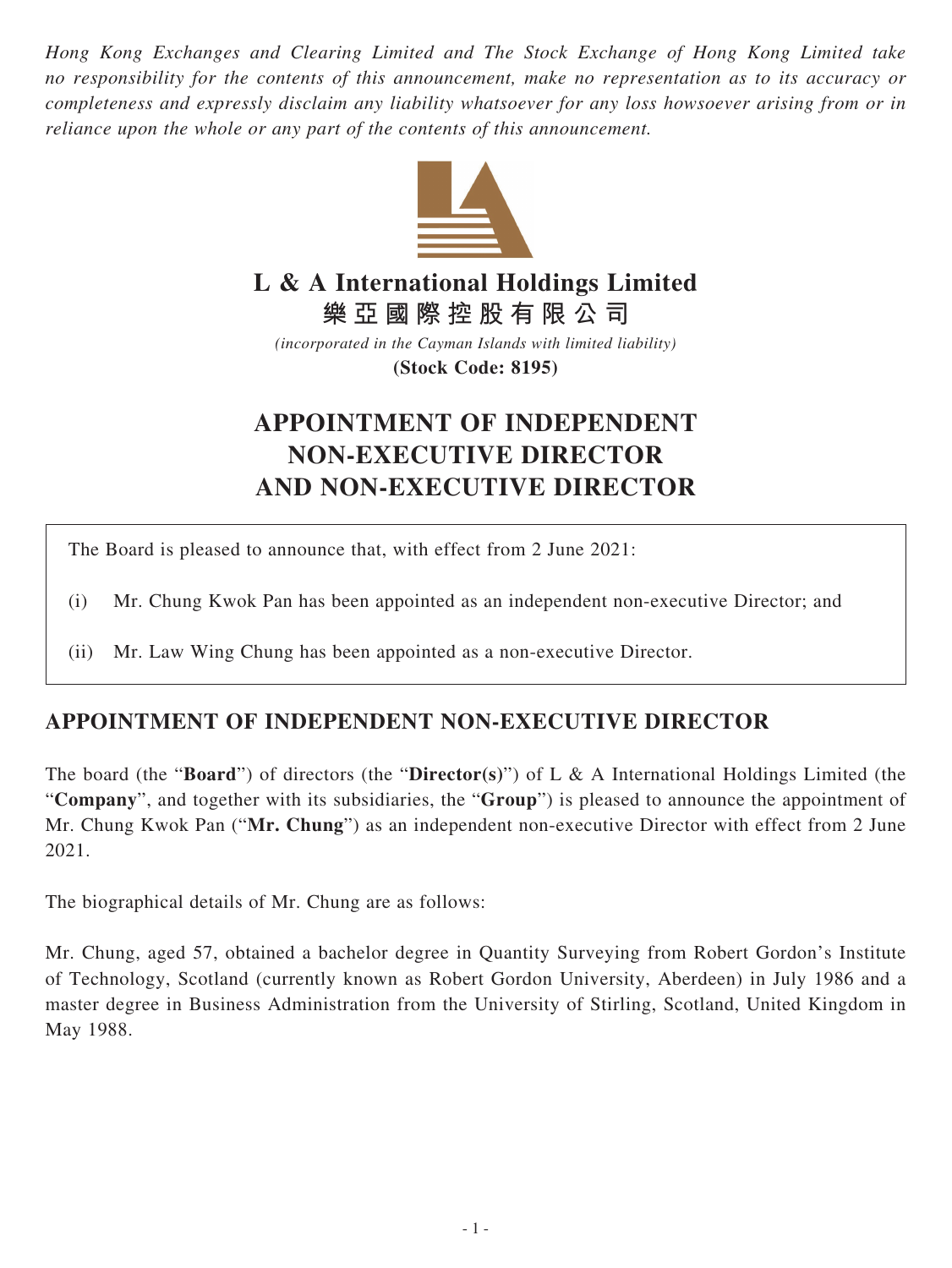*Hong Kong Exchanges and Clearing Limited and The Stock Exchange of Hong Kong Limited take no responsibility for the contents of this announcement, make no representation as to its accuracy or completeness and expressly disclaim any liability whatsoever for any loss howsoever arising from or in reliance upon the whole or any part of the contents of this announcement.*

# L & A International Holdings Limited
# 樂亞國際控股有限公司

*(incorporated in the Cayman Islands with limited liability)*

**(Stock Code: 8195)**

# APPOINTMENT OF INDEPENDENT NON-EXECUTIVE DIRECTOR AND NON-EXECUTIVE DIRECTOR

The Board is pleased to announce that, with effect from 2 June 2021:

(i) Mr. Chung Kwok Pan has been appointed as an independent non-executive Director; and

(ii) Mr. Law Wing Chung has been appointed as a non-executive Director.

## APPOINTMENT OF INDEPENDENT NON-EXECUTIVE DIRECTOR

The board (the "**Board**") of directors (the "**Director(s)**") of L & A International Holdings Limited (the "**Company**", and together with its subsidiaries, the "**Group**") is pleased to announce the appointment of Mr. Chung Kwok Pan ("**Mr. Chung**") as an independent non-executive Director with effect from 2 June 2021.

The biographical details of Mr. Chung are as follows:

Mr. Chung, aged 57, obtained a bachelor degree in Quantity Surveying from Robert Gordon's Institute of Technology, Scotland (currently known as Robert Gordon University, Aberdeen) in July 1986 and a master degree in Business Administration from the University of Stirling, Scotland, United Kingdom in May 1988.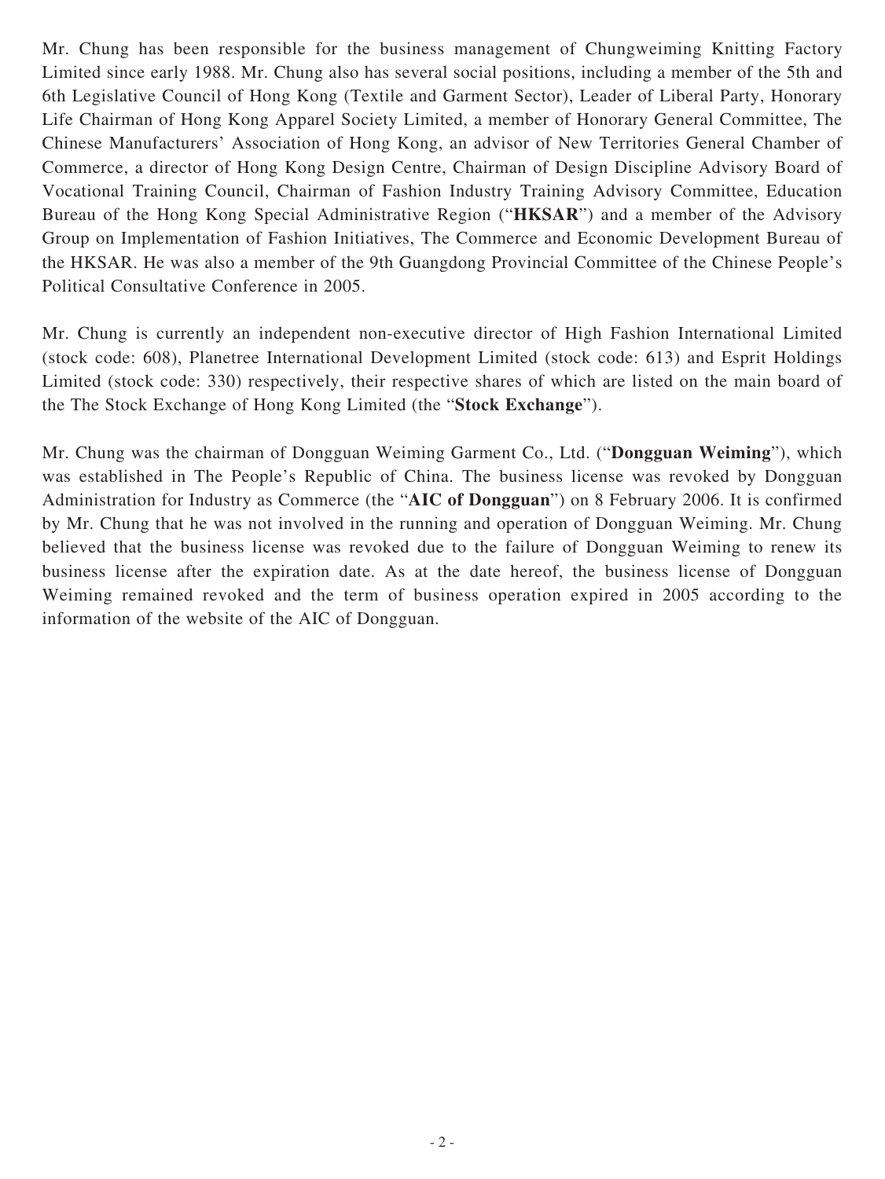Mr. Chung has been responsible for the business management of Chungweiming Knitting Factory Limited since early 1988. Mr. Chung also has several social positions, including a member of the 5th and 6th Legislative Council of Hong Kong (Textile and Garment Sector), Leader of Liberal Party, Honorary Life Chairman of Hong Kong Apparel Society Limited, a member of Honorary General Committee, The Chinese Manufacturers' Association of Hong Kong, an advisor of New Territories General Chamber of Commerce, a director of Hong Kong Design Centre, Chairman of Design Discipline Advisory Board of Vocational Training Council, Chairman of Fashion Industry Training Advisory Committee, Education Bureau of the Hong Kong Special Administrative Region ("**HKSAR**") and a member of the Advisory Group on Implementation of Fashion Initiatives, The Commerce and Economic Development Bureau of the HKSAR. He was also a member of the 9th Guangdong Provincial Committee of the Chinese People's Political Consultative Conference in 2005.

Mr. Chung is currently an independent non-executive director of High Fashion International Limited (stock code: 608), Planetree International Development Limited (stock code: 613) and Esprit Holdings Limited (stock code: 330) respectively, their respective shares of which are listed on the main board of the The Stock Exchange of Hong Kong Limited (the "**Stock Exchange**").

Mr. Chung was the chairman of Dongguan Weiming Garment Co., Ltd. ("**Dongguan Weiming**"), which was established in The People's Republic of China. The business license was revoked by Dongguan Administration for Industry as Commerce (the "**AIC of Dongguan**") on 8 February 2006. It is confirmed by Mr. Chung that he was not involved in the running and operation of Dongguan Weiming. Mr. Chung believed that the business license was revoked due to the failure of Dongguan Weiming to renew its business license after the expiration date. As at the date hereof, the business license of Dongguan Weiming remained revoked and the term of business operation expired in 2005 according to the information of the website of the AIC of Dongguan.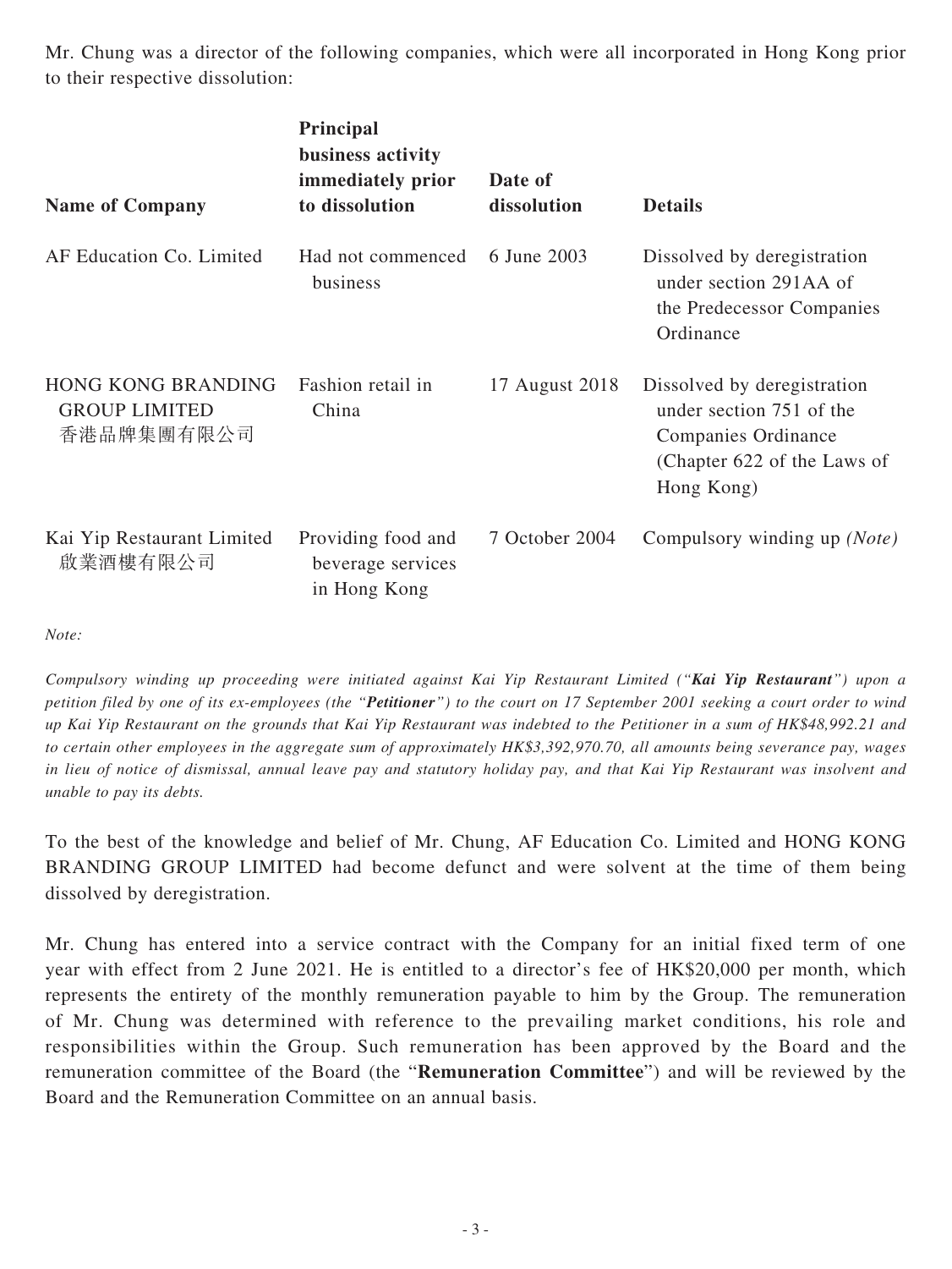Mr. Chung was a director of the following companies, which were all incorporated in Hong Kong prior to their respective dissolution:

| Name of Company | Principal business activity immediately prior to dissolution | Date of dissolution | Details |
|---|---|---|---|
| AF Education Co. Limited | Had not commenced business | 6 June 2003 | Dissolved by deregistration under section 291AA of the Predecessor Companies Ordinance |
| HONG KONG BRANDING GROUP LIMITED 香港品牌集團有限公司 | Fashion retail in China | 17 August 2018 | Dissolved by deregistration under section 751 of the Companies Ordinance (Chapter 622 of the Laws of Hong Kong) |
| Kai Yip Restaurant Limited 啟業酒樓有限公司 | Providing food and beverage services in Hong Kong | 7 October 2004 | Compulsory winding up *(Note)* |

*Note:*

*Compulsory winding up proceeding were initiated against Kai Yip Restaurant Limited ("**Kai Yip Restaurant**") upon a petition filed by one of its ex-employees (the "**Petitioner**") to the court on 17 September 2001 seeking a court order to wind up Kai Yip Restaurant on the grounds that Kai Yip Restaurant was indebted to the Petitioner in a sum of HK$48,992.21 and to certain other employees in the aggregate sum of approximately HK$3,392,970.70, all amounts being severance pay, wages in lieu of notice of dismissal, annual leave pay and statutory holiday pay, and that Kai Yip Restaurant was insolvent and unable to pay its debts.*

To the best of the knowledge and belief of Mr. Chung, AF Education Co. Limited and HONG KONG BRANDING GROUP LIMITED had become defunct and were solvent at the time of them being dissolved by deregistration.

Mr. Chung has entered into a service contract with the Company for an initial fixed term of one year with effect from 2 June 2021. He is entitled to a director's fee of HK$20,000 per month, which represents the entirety of the monthly remuneration payable to him by the Group. The remuneration of Mr. Chung was determined with reference to the prevailing market conditions, his role and responsibilities within the Group. Such remuneration has been approved by the Board and the remuneration committee of the Board (the "**Remuneration Committee**") and will be reviewed by the Board and the Remuneration Committee on an annual basis.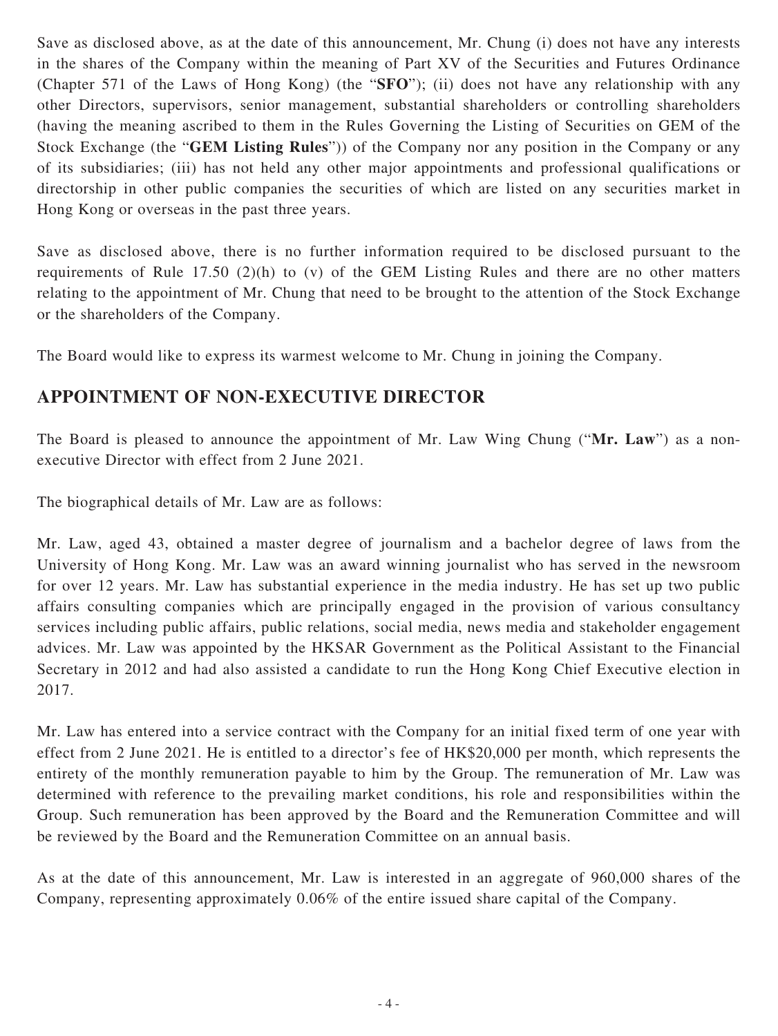Save as disclosed above, as at the date of this announcement, Mr. Chung (i) does not have any interests in the shares of the Company within the meaning of Part XV of the Securities and Futures Ordinance (Chapter 571 of the Laws of Hong Kong) (the "**SFO**"); (ii) does not have any relationship with any other Directors, supervisors, senior management, substantial shareholders or controlling shareholders (having the meaning ascribed to them in the Rules Governing the Listing of Securities on GEM of the Stock Exchange (the "**GEM Listing Rules**")) of the Company nor any position in the Company or any of its subsidiaries; (iii) has not held any other major appointments and professional qualifications or directorship in other public companies the securities of which are listed on any securities market in Hong Kong or overseas in the past three years.

Save as disclosed above, there is no further information required to be disclosed pursuant to the requirements of Rule 17.50 (2)(h) to (v) of the GEM Listing Rules and there are no other matters relating to the appointment of Mr. Chung that need to be brought to the attention of the Stock Exchange or the shareholders of the Company.

The Board would like to express its warmest welcome to Mr. Chung in joining the Company.

## APPOINTMENT OF NON-EXECUTIVE DIRECTOR

The Board is pleased to announce the appointment of Mr. Law Wing Chung ("**Mr. Law**") as a non-executive Director with effect from 2 June 2021.

The biographical details of Mr. Law are as follows:

Mr. Law, aged 43, obtained a master degree of journalism and a bachelor degree of laws from the University of Hong Kong. Mr. Law was an award winning journalist who has served in the newsroom for over 12 years. Mr. Law has substantial experience in the media industry. He has set up two public affairs consulting companies which are principally engaged in the provision of various consultancy services including public affairs, public relations, social media, news media and stakeholder engagement advices. Mr. Law was appointed by the HKSAR Government as the Political Assistant to the Financial Secretary in 2012 and had also assisted a candidate to run the Hong Kong Chief Executive election in 2017.

Mr. Law has entered into a service contract with the Company for an initial fixed term of one year with effect from 2 June 2021. He is entitled to a director's fee of HK$20,000 per month, which represents the entirety of the monthly remuneration payable to him by the Group. The remuneration of Mr. Law was determined with reference to the prevailing market conditions, his role and responsibilities within the Group. Such remuneration has been approved by the Board and the Remuneration Committee and will be reviewed by the Board and the Remuneration Committee on an annual basis.

As at the date of this announcement, Mr. Law is interested in an aggregate of 960,000 shares of the Company, representing approximately 0.06% of the entire issued share capital of the Company.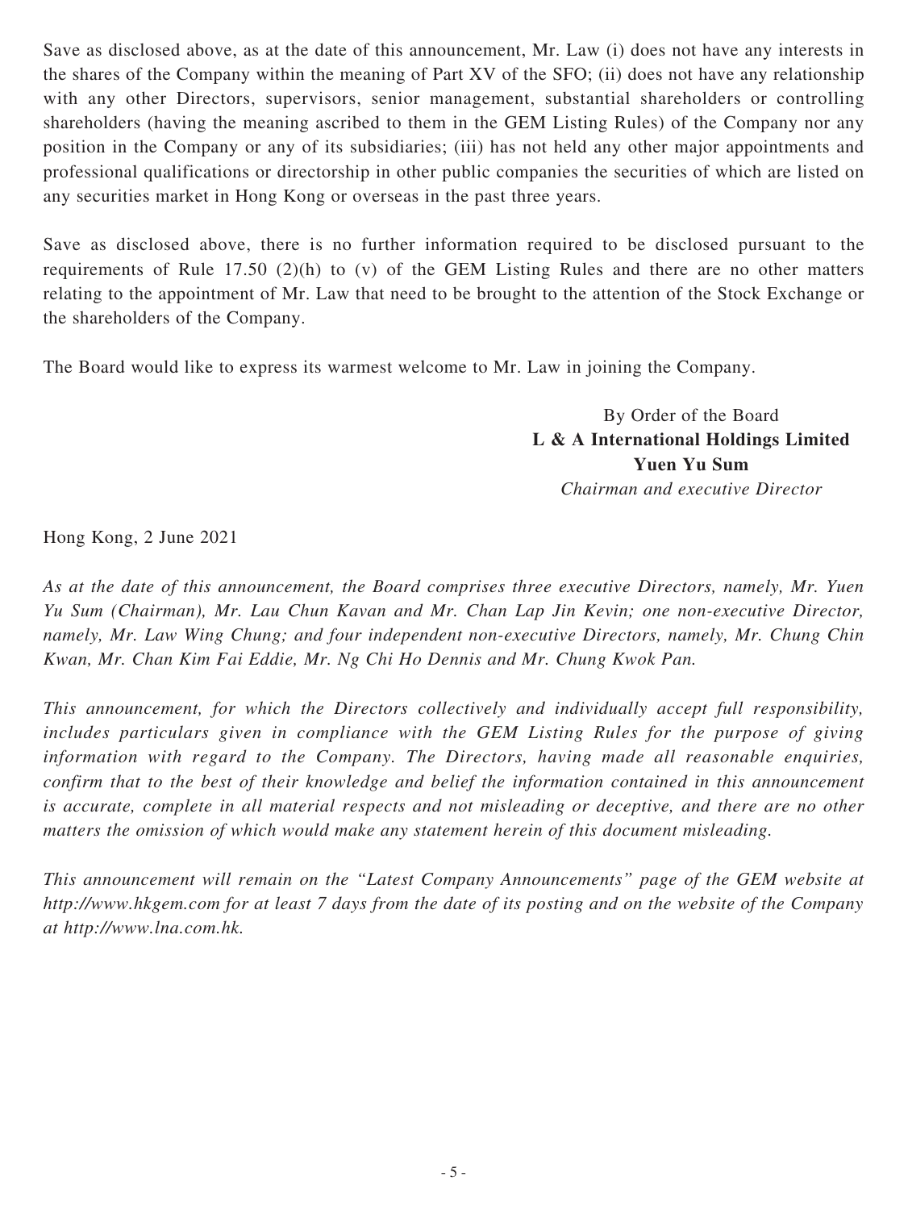Save as disclosed above, as at the date of this announcement, Mr. Law (i) does not have any interests in the shares of the Company within the meaning of Part XV of the SFO; (ii) does not have any relationship with any other Directors, supervisors, senior management, substantial shareholders or controlling shareholders (having the meaning ascribed to them in the GEM Listing Rules) of the Company nor any position in the Company or any of its subsidiaries; (iii) has not held any other major appointments and professional qualifications or directorship in other public companies the securities of which are listed on any securities market in Hong Kong or overseas in the past three years.

Save as disclosed above, there is no further information required to be disclosed pursuant to the requirements of Rule 17.50 (2)(h) to (v) of the GEM Listing Rules and there are no other matters relating to the appointment of Mr. Law that need to be brought to the attention of the Stock Exchange or the shareholders of the Company.

The Board would like to express its warmest welcome to Mr. Law in joining the Company.

By Order of the Board
**L & A International Holdings Limited**
**Yuen Yu Sum**
*Chairman and executive Director*

Hong Kong, 2 June 2021

*As at the date of this announcement, the Board comprises three executive Directors, namely, Mr. Yuen Yu Sum (Chairman), Mr. Lau Chun Kavan and Mr. Chan Lap Jin Kevin; one non-executive Director, namely, Mr. Law Wing Chung; and four independent non-executive Directors, namely, Mr. Chung Chin Kwan, Mr. Chan Kim Fai Eddie, Mr. Ng Chi Ho Dennis and Mr. Chung Kwok Pan.*

*This announcement, for which the Directors collectively and individually accept full responsibility, includes particulars given in compliance with the GEM Listing Rules for the purpose of giving information with regard to the Company. The Directors, having made all reasonable enquiries, confirm that to the best of their knowledge and belief the information contained in this announcement is accurate, complete in all material respects and not misleading or deceptive, and there are no other matters the omission of which would make any statement herein of this document misleading.*

*This announcement will remain on the "Latest Company Announcements" page of the GEM website at http://www.hkgem.com for at least 7 days from the date of its posting and on the website of the Company at http://www.lna.com.hk.*